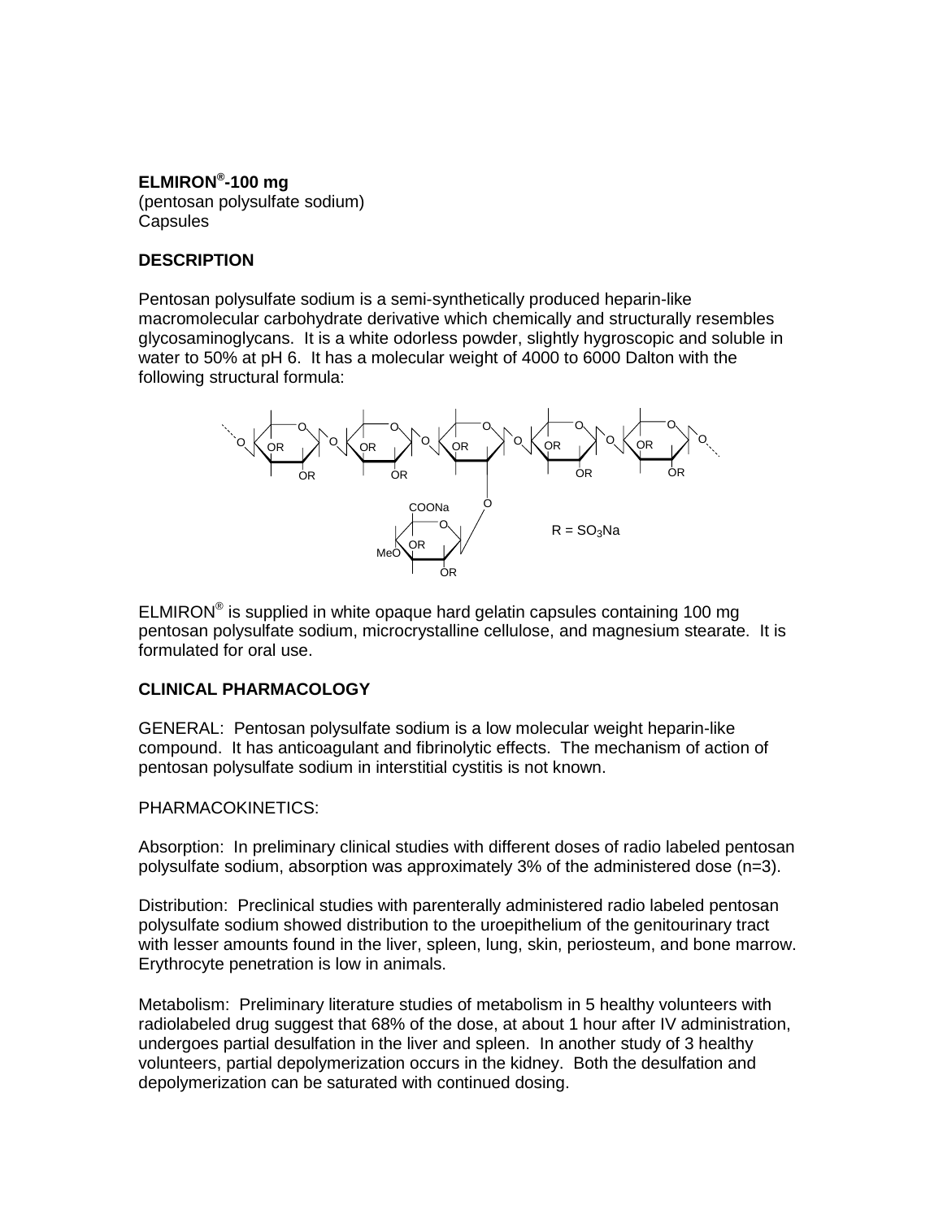**ELMIRON®-100 mg**
(pentosan polysulfate sodium)
Capsules

**DESCRIPTION**

Pentosan polysulfate sodium is a semi-synthetically produced heparin-like macromolecular carbohydrate derivative which chemically and structurally resembles glycosaminoglycans. It is a white odorless powder, slightly hygroscopic and soluble in water to 50% at pH 6. It has a molecular weight of 4000 to 6000 Dalton with the following structural formula:

R = $SO_3Na$

ELMIRON® is supplied in white opaque hard gelatin capsules containing 100 mg pentosan polysulfate sodium, microcrystalline cellulose, and magnesium stearate. It is formulated for oral use.

**CLINICAL PHARMACOLOGY**

GENERAL: Pentosan polysulfate sodium is a low molecular weight heparin-like compound. It has anticoagulant and fibrinolytic effects. The mechanism of action of pentosan polysulfate sodium in interstitial cystitis is not known.

PHARMACOKINETICS:

Absorption: In preliminary clinical studies with different doses of radio labeled pentosan polysulfate sodium, absorption was approximately 3% of the administered dose (n=3).

Distribution: Preclinical studies with parenterally administered radio labeled pentosan polysulfate sodium showed distribution to the uroepithelium of the genitourinary tract with lesser amounts found in the liver, spleen, lung, skin, periosteum, and bone marrow. Erythrocyte penetration is low in animals.

Metabolism: Preliminary literature studies of metabolism in 5 healthy volunteers with radiolabeled drug suggest that 68% of the dose, at about 1 hour after IV administration, undergoes partial desulfation in the liver and spleen. In another study of 3 healthy volunteers, partial depolymerization occurs in the kidney. Both the desulfation and depolymerization can be saturated with continued dosing.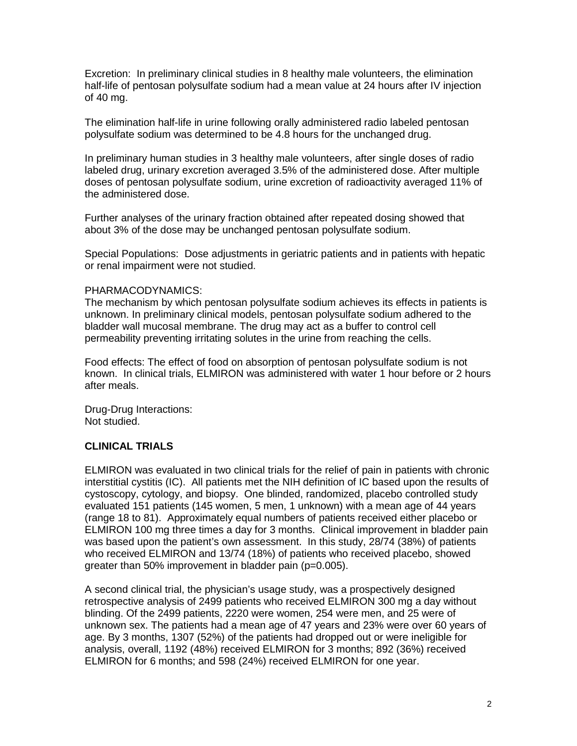Excretion: In preliminary clinical studies in 8 healthy male volunteers, the elimination half-life of pentosan polysulfate sodium had a mean value at 24 hours after IV injection of 40 mg.

The elimination half-life in urine following orally administered radio labeled pentosan polysulfate sodium was determined to be 4.8 hours for the unchanged drug.

In preliminary human studies in 3 healthy male volunteers, after single doses of radio labeled drug, urinary excretion averaged 3.5% of the administered dose. After multiple doses of pentosan polysulfate sodium, urine excretion of radioactivity averaged 11% of the administered dose.

Further analyses of the urinary fraction obtained after repeated dosing showed that about 3% of the dose may be unchanged pentosan polysulfate sodium.

Special Populations: Dose adjustments in geriatric patients and in patients with hepatic or renal impairment were not studied.

PHARMACODYNAMICS:

The mechanism by which pentosan polysulfate sodium achieves its effects in patients is unknown. In preliminary clinical models, pentosan polysulfate sodium adhered to the bladder wall mucosal membrane. The drug may act as a buffer to control cell permeability preventing irritating solutes in the urine from reaching the cells.

Food effects: The effect of food on absorption of pentosan polysulfate sodium is not known. In clinical trials, ELMIRON was administered with water 1 hour before or 2 hours after meals.

Drug-Drug Interactions:
Not studied.

## CLINICAL TRIALS

ELMIRON was evaluated in two clinical trials for the relief of pain in patients with chronic interstitial cystitis (IC). All patients met the NIH definition of IC based upon the results of cystoscopy, cytology, and biopsy. One blinded, randomized, placebo controlled study evaluated 151 patients (145 women, 5 men, 1 unknown) with a mean age of 44 years (range 18 to 81). Approximately equal numbers of patients received either placebo or ELMIRON 100 mg three times a day for 3 months. Clinical improvement in bladder pain was based upon the patient's own assessment. In this study, 28/74 (38%) of patients who received ELMIRON and 13/74 (18%) of patients who received placebo, showed greater than 50% improvement in bladder pain (p=0.005).

A second clinical trial, the physician's usage study, was a prospectively designed retrospective analysis of 2499 patients who received ELMIRON 300 mg a day without blinding. Of the 2499 patients, 2220 were women, 254 were men, and 25 were of unknown sex. The patients had a mean age of 47 years and 23% were over 60 years of age. By 3 months, 1307 (52%) of the patients had dropped out or were ineligible for analysis, overall, 1192 (48%) received ELMIRON for 3 months; 892 (36%) received ELMIRON for 6 months; and 598 (24%) received ELMIRON for one year.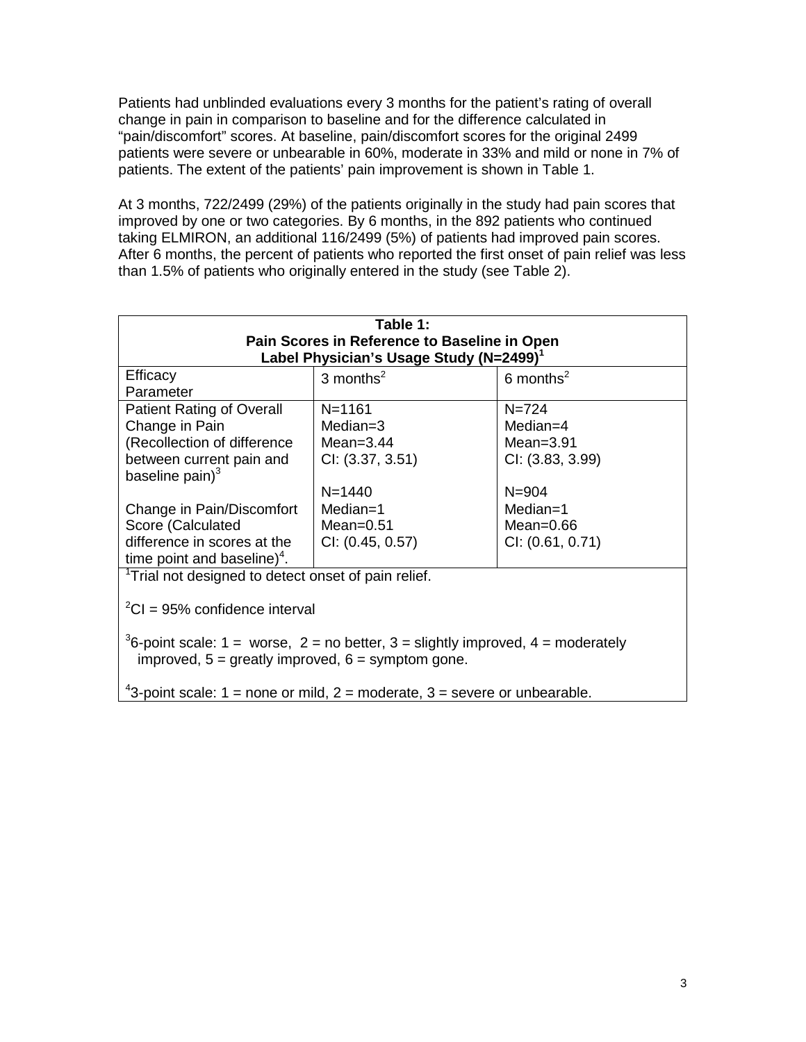Patients had unblinded evaluations every 3 months for the patient's rating of overall change in pain in comparison to baseline and for the difference calculated in "pain/discomfort" scores. At baseline, pain/discomfort scores for the original 2499 patients were severe or unbearable in 60%, moderate in 33% and mild or none in 7% of patients. The extent of the patients' pain improvement is shown in Table 1.

At 3 months, 722/2499 (29%) of the patients originally in the study had pain scores that improved by one or two categories. By 6 months, in the 892 patients who continued taking ELMIRON, an additional 116/2499 (5%) of patients had improved pain scores. After 6 months, the percent of patients who reported the first onset of pain relief was less than 1.5% of patients who originally entered in the study (see Table 2).

**Table 1: Pain Scores in Reference to Baseline in Open Label Physician's Usage Study (N=2499)[1]**

| Efficacy Parameter | 3 months[2] | 6 months[2] |
|---|---|---|
| Patient Rating of Overall Change in Pain (Recollection of difference between current pain and baseline pain)[3] | N=1161<br>Median=3<br>Mean=3.44<br>CI: (3.37, 3.51) | N=724<br>Median=4<br>Mean=3.91<br>CI: (3.83, 3.99) |
| Change in Pain/Discomfort Score (Calculated difference in scores at the time point and baseline)[4]. | N=1440<br>Median=1<br>Mean=0.51<br>CI: (0.45, 0.57) | N=904<br>Median=1<br>Mean=0.66<br>CI: (0.61, 0.71) |

[1]Trial not designed to detect onset of pain relief.

[2]CI = 95% confidence interval

[3]6-point scale: 1 = worse, 2 = no better, 3 = slightly improved, 4 = moderately improved, 5 = greatly improved, 6 = symptom gone.

[4]3-point scale: 1 = none or mild, 2 = moderate, 3 = severe or unbearable.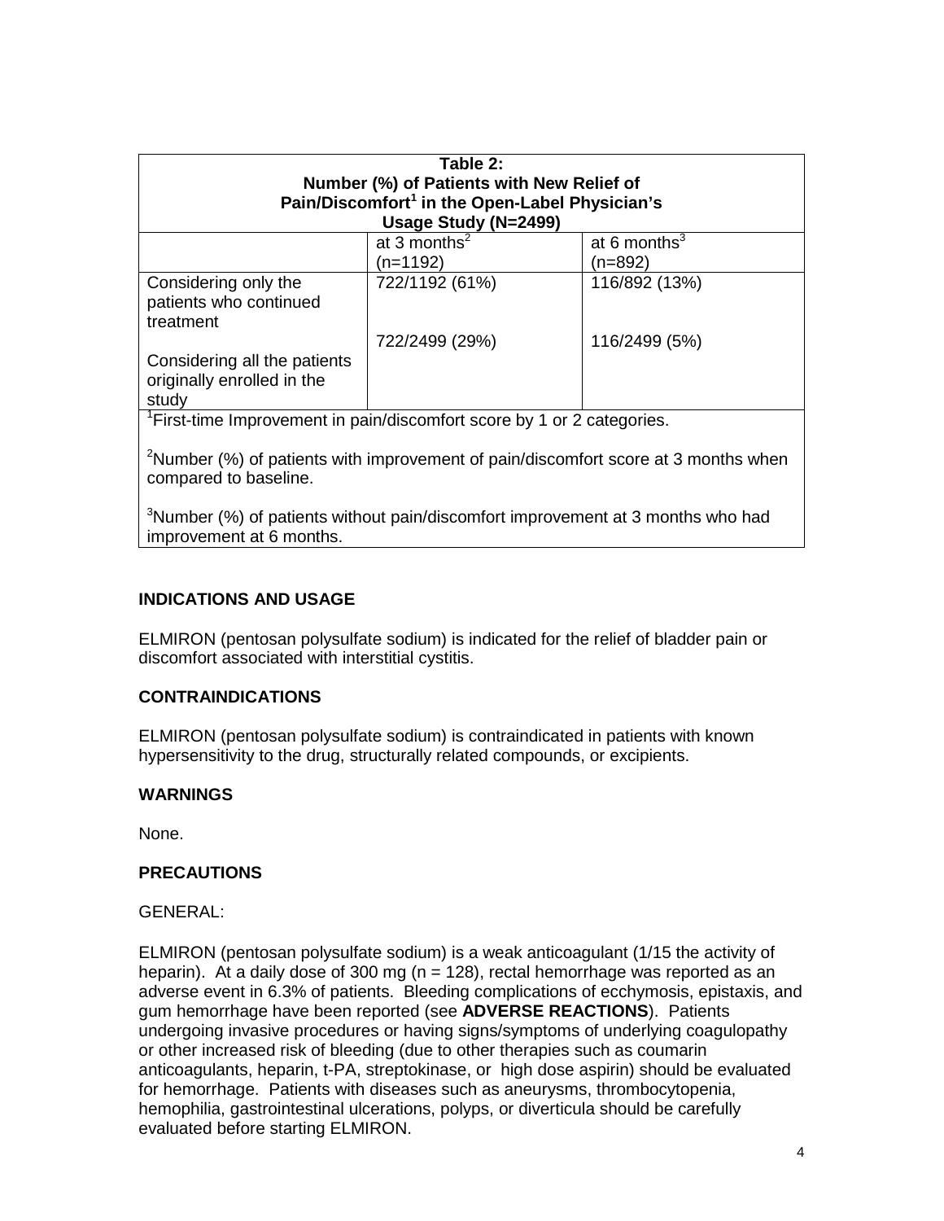| Table 2: Number (%) of Patients with New Relief of Pain/Discomfort[1] in the Open-Label Physician's Usage Study (N=2499) | | |
|---|---|---|
| | at 3 months[2] (n=1192) | at 6 months[3] (n=892) |
| Considering only the patients who continued treatment | 722/1192 (61%) | 116/892 (13%) |
| Considering all the patients originally enrolled in the study | 722/2499 (29%) | 116/2499 (5%) |

[1]First-time Improvement in pain/discomfort score by 1 or 2 categories.

[2]Number (%) of patients with improvement of pain/discomfort score at 3 months when compared to baseline.

[3]Number (%) of patients without pain/discomfort improvement at 3 months who had improvement at 6 months.

## INDICATIONS AND USAGE

ELMIRON (pentosan polysulfate sodium) is indicated for the relief of bladder pain or discomfort associated with interstitial cystitis.

## CONTRAINDICATIONS

ELMIRON (pentosan polysulfate sodium) is contraindicated in patients with known hypersensitivity to the drug, structurally related compounds, or excipients.

## WARNINGS

None.

## PRECAUTIONS

GENERAL:

ELMIRON (pentosan polysulfate sodium) is a weak anticoagulant (1/15 the activity of heparin). At a daily dose of 300 mg (n = 128), rectal hemorrhage was reported as an adverse event in 6.3% of patients. Bleeding complications of ecchymosis, epistaxis, and gum hemorrhage have been reported (see **ADVERSE REACTIONS**). Patients undergoing invasive procedures or having signs/symptoms of underlying coagulopathy or other increased risk of bleeding (due to other therapies such as coumarin anticoagulants, heparin, t-PA, streptokinase, or high dose aspirin) should be evaluated for hemorrhage. Patients with diseases such as aneurysms, thrombocytopenia, hemophilia, gastrointestinal ulcerations, polyps, or diverticula should be carefully evaluated before starting ELMIRON.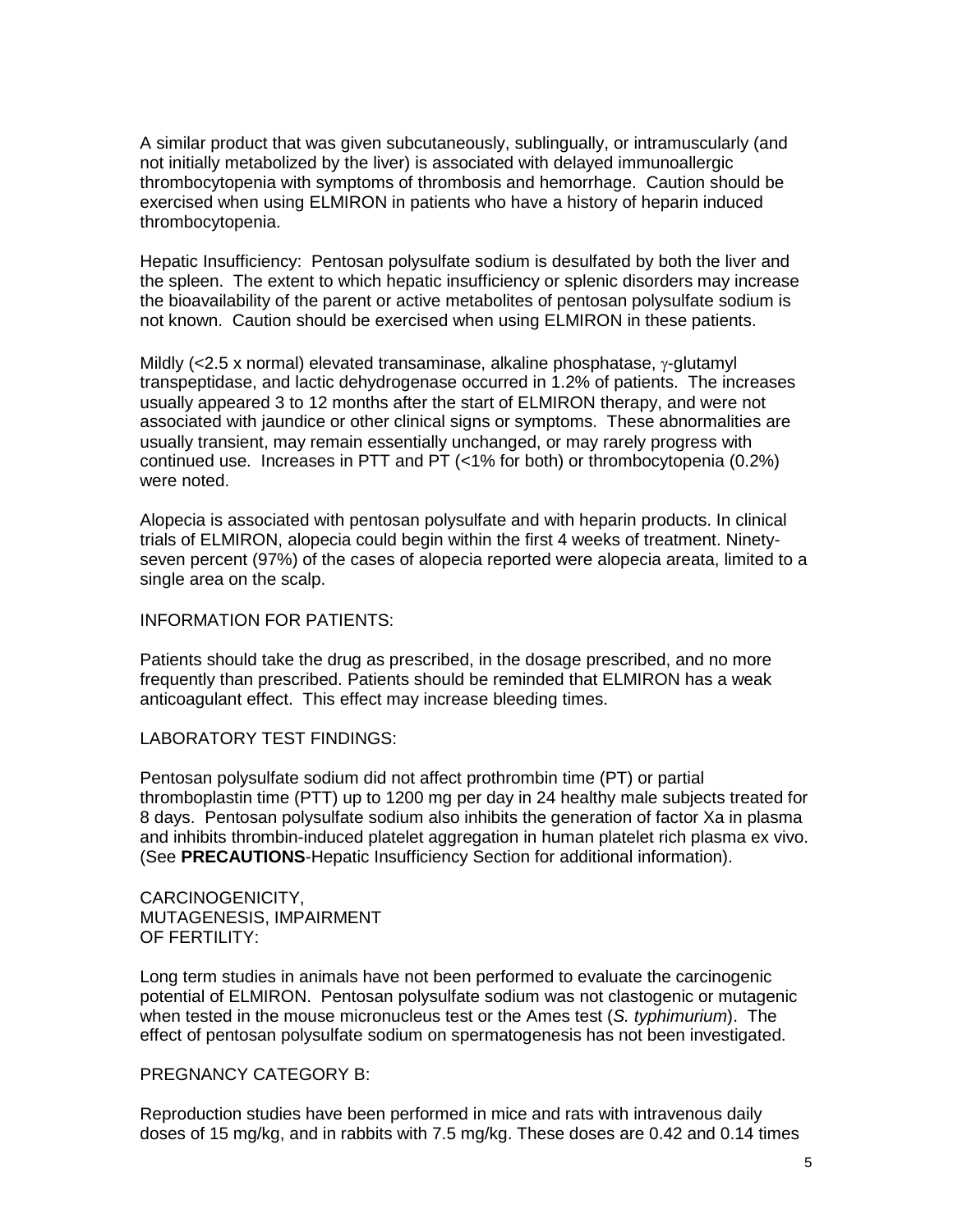A similar product that was given subcutaneously, sublingually, or intramuscularly (and not initially metabolized by the liver) is associated with delayed immunoallergic thrombocytopenia with symptoms of thrombosis and hemorrhage. Caution should be exercised when using ELMIRON in patients who have a history of heparin induced thrombocytopenia.

Hepatic Insufficiency: Pentosan polysulfate sodium is desulfated by both the liver and the spleen. The extent to which hepatic insufficiency or splenic disorders may increase the bioavailability of the parent or active metabolites of pentosan polysulfate sodium is not known. Caution should be exercised when using ELMIRON in these patients.

Mildly (<2.5 x normal) elevated transaminase, alkaline phosphatase, $\gamma$-glutamyl transpeptidase, and lactic dehydrogenase occurred in 1.2% of patients. The increases usually appeared 3 to 12 months after the start of ELMIRON therapy, and were not associated with jaundice or other clinical signs or symptoms. These abnormalities are usually transient, may remain essentially unchanged, or may rarely progress with continued use. Increases in PTT and PT (<1% for both) or thrombocytopenia (0.2%) were noted.

Alopecia is associated with pentosan polysulfate and with heparin products. In clinical trials of ELMIRON, alopecia could begin within the first 4 weeks of treatment. Ninety-seven percent (97%) of the cases of alopecia reported were alopecia areata, limited to a single area on the scalp.

INFORMATION FOR PATIENTS:

Patients should take the drug as prescribed, in the dosage prescribed, and no more frequently than prescribed. Patients should be reminded that ELMIRON has a weak anticoagulant effect. This effect may increase bleeding times.

LABORATORY TEST FINDINGS:

Pentosan polysulfate sodium did not affect prothrombin time (PT) or partial thromboplastin time (PTT) up to 1200 mg per day in 24 healthy male subjects treated for 8 days. Pentosan polysulfate sodium also inhibits the generation of factor Xa in plasma and inhibits thrombin-induced platelet aggregation in human platelet rich plasma ex vivo. (See **PRECAUTIONS**-Hepatic Insufficiency Section for additional information).

CARCINOGENICITY, MUTAGENESIS, IMPAIRMENT OF FERTILITY:

Long term studies in animals have not been performed to evaluate the carcinogenic potential of ELMIRON. Pentosan polysulfate sodium was not clastogenic or mutagenic when tested in the mouse micronucleus test or the Ames test (*S. typhimurium*). The effect of pentosan polysulfate sodium on spermatogenesis has not been investigated.

PREGNANCY CATEGORY B:

Reproduction studies have been performed in mice and rats with intravenous daily doses of 15 mg/kg, and in rabbits with 7.5 mg/kg. These doses are 0.42 and 0.14 times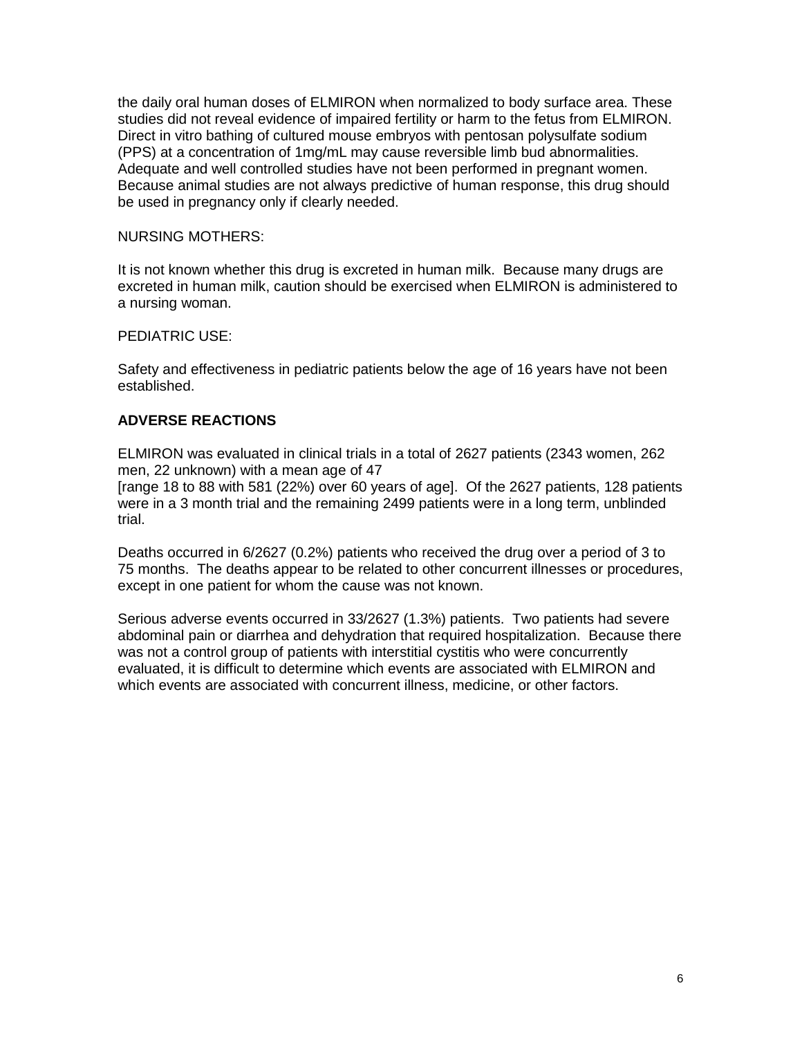the daily oral human doses of ELMIRON when normalized to body surface area. These studies did not reveal evidence of impaired fertility or harm to the fetus from ELMIRON. Direct in vitro bathing of cultured mouse embryos with pentosan polysulfate sodium (PPS) at a concentration of 1mg/mL may cause reversible limb bud abnormalities. Adequate and well controlled studies have not been performed in pregnant women. Because animal studies are not always predictive of human response, this drug should be used in pregnancy only if clearly needed.

NURSING MOTHERS:

It is not known whether this drug is excreted in human milk. Because many drugs are excreted in human milk, caution should be exercised when ELMIRON is administered to a nursing woman.

PEDIATRIC USE:

Safety and effectiveness in pediatric patients below the age of 16 years have not been established.

## ADVERSE REACTIONS

ELMIRON was evaluated in clinical trials in a total of 2627 patients (2343 women, 262 men, 22 unknown) with a mean age of 47
[range 18 to 88 with 581 (22%) over 60 years of age]. Of the 2627 patients, 128 patients were in a 3 month trial and the remaining 2499 patients were in a long term, unblinded trial.

Deaths occurred in 6/2627 (0.2%) patients who received the drug over a period of 3 to 75 months. The deaths appear to be related to other concurrent illnesses or procedures, except in one patient for whom the cause was not known.

Serious adverse events occurred in 33/2627 (1.3%) patients. Two patients had severe abdominal pain or diarrhea and dehydration that required hospitalization. Because there was not a control group of patients with interstitial cystitis who were concurrently evaluated, it is difficult to determine which events are associated with ELMIRON and which events are associated with concurrent illness, medicine, or other factors.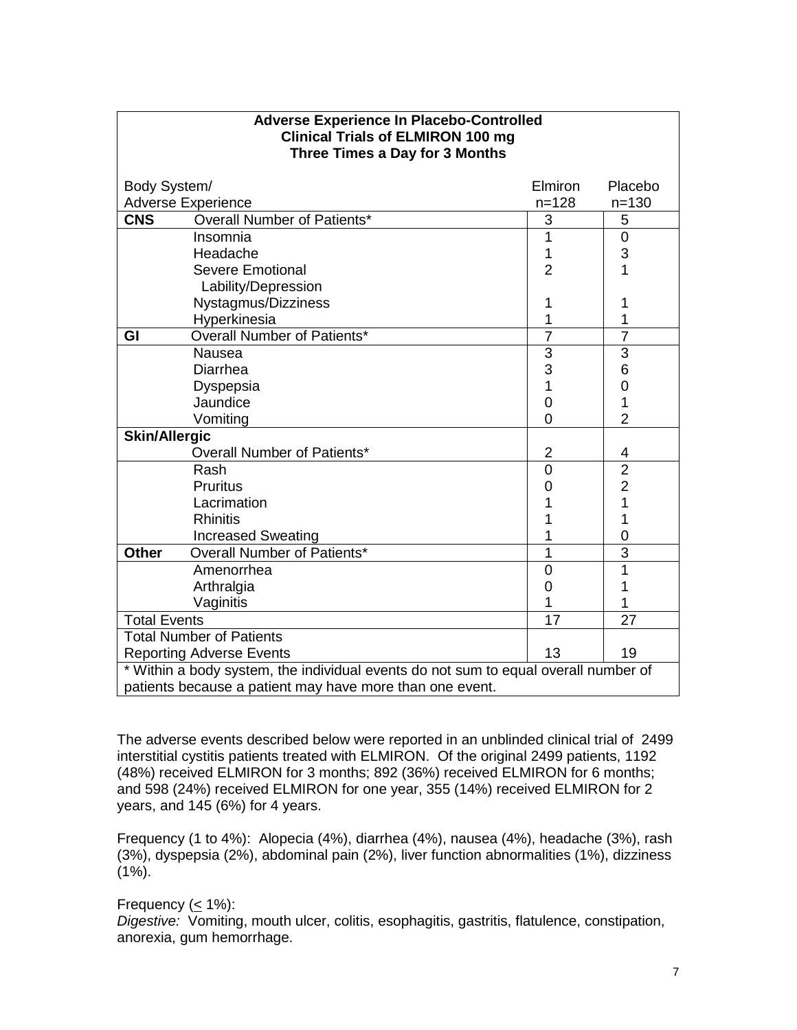| **Adverse Experience In Placebo-Controlled Clinical Trials of ELMIRON 100 mg Three Times a Day for 3 Months** | | | |
|---|---|---|---|
| Body System/ Adverse Experience | | Elmiron n=128 | Placebo n=130 |
| **CNS** | Overall Number of Patients* | 3 | 5 |
| | Insomnia | 1 | 0 |
| | Headache | 1 | 3 |
| | Severe Emotional Lability/Depression | 2 | 1 |
| | Nystagmus/Dizziness | 1 | 1 |
| | Hyperkinesia | 1 | 1 |
| **GI** | Overall Number of Patients* | 7 | 7 |
| | Nausea | 3 | 3 |
| | Diarrhea | 3 | 6 |
| | Dyspepsia | 1 | 0 |
| | Jaundice | 0 | 1 |
| | Vomiting | 0 | 2 |
| **Skin/Allergic** | Overall Number of Patients* | 2 | 4 |
| | Rash | 0 | 2 |
| | Pruritus | 0 | 2 |
| | Lacrimation | 1 | 1 |
| | Rhinitis | 1 | 1 |
| | Increased Sweating | 1 | 0 |
| **Other** | Overall Number of Patients* | 1 | 3 |
| | Amenorrhea | 0 | 1 |
| | Arthralgia | 0 | 1 |
| | Vaginitis | 1 | 1 |
| Total Events | | 17 | 27 |
| Total Number of Patients Reporting Adverse Events | | 13 | 19 |

* Within a body system, the individual events do not sum to equal overall number of patients because a patient may have more than one event.

The adverse events described below were reported in an unblinded clinical trial of 2499 interstitial cystitis patients treated with ELMIRON. Of the original 2499 patients, 1192 (48%) received ELMIRON for 3 months; 892 (36%) received ELMIRON for 6 months; and 598 (24%) received ELMIRON for one year, 355 (14%) received ELMIRON for 2 years, and 145 (6%) for 4 years.

Frequency (1 to 4%): Alopecia (4%), diarrhea (4%), nausea (4%), headache (3%), rash (3%), dyspepsia (2%), abdominal pain (2%), liver function abnormalities (1%), dizziness (1%).

Frequency ($\leq$ 1%):
*Digestive:* Vomiting, mouth ulcer, colitis, esophagitis, gastritis, flatulence, constipation, anorexia, gum hemorrhage.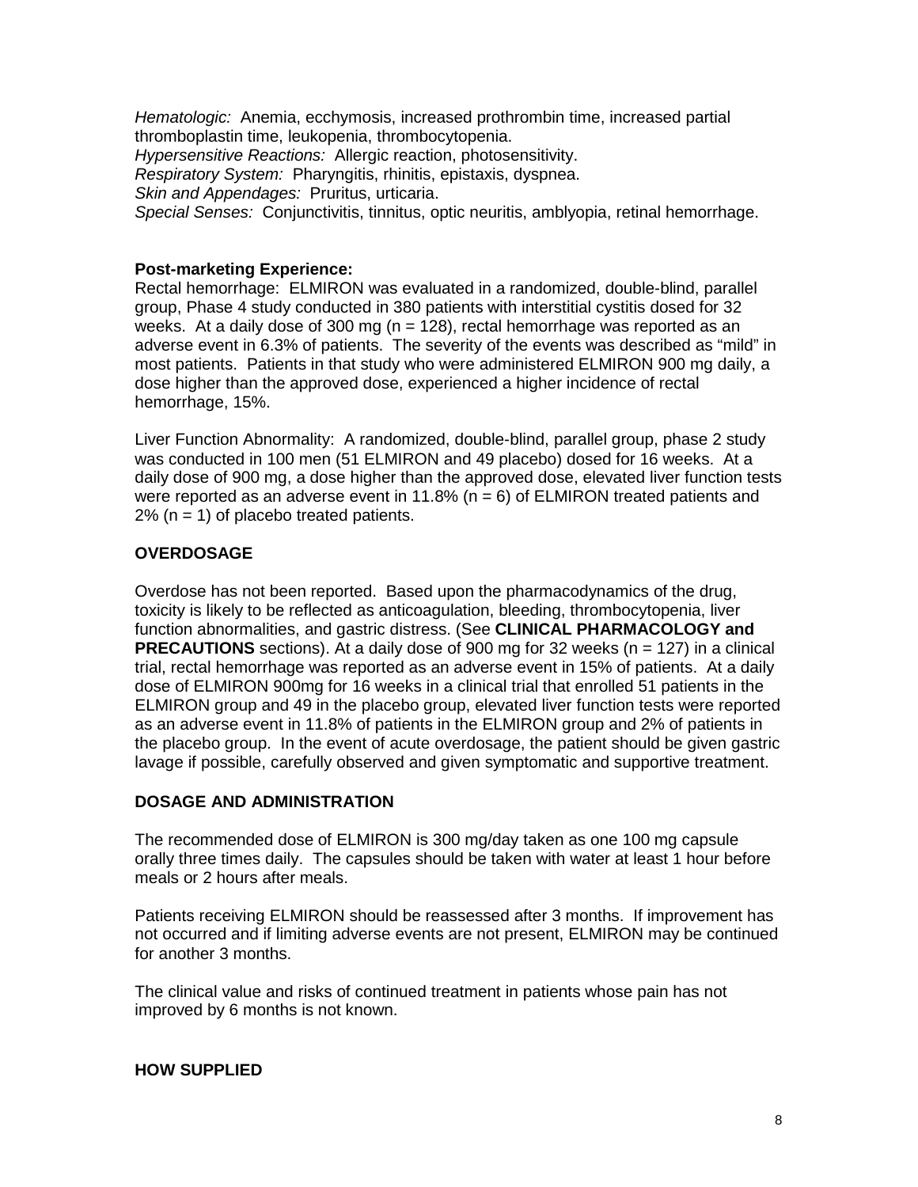*Hematologic:* Anemia, ecchymosis, increased prothrombin time, increased partial thromboplastin time, leukopenia, thrombocytopenia.
*Hypersensitive Reactions:* Allergic reaction, photosensitivity.
*Respiratory System:* Pharyngitis, rhinitis, epistaxis, dyspnea.
*Skin and Appendages:* Pruritus, urticaria.
*Special Senses:* Conjunctivitis, tinnitus, optic neuritis, amblyopia, retinal hemorrhage.

**Post-marketing Experience:**
Rectal hemorrhage: ELMIRON was evaluated in a randomized, double-blind, parallel group, Phase 4 study conducted in 380 patients with interstitial cystitis dosed for 32 weeks. At a daily dose of 300 mg (n = 128), rectal hemorrhage was reported as an adverse event in 6.3% of patients. The severity of the events was described as "mild" in most patients. Patients in that study who were administered ELMIRON 900 mg daily, a dose higher than the approved dose, experienced a higher incidence of rectal hemorrhage, 15%.

Liver Function Abnormality: A randomized, double-blind, parallel group, phase 2 study was conducted in 100 men (51 ELMIRON and 49 placebo) dosed for 16 weeks. At a daily dose of 900 mg, a dose higher than the approved dose, elevated liver function tests were reported as an adverse event in 11.8% (n = 6) of ELMIRON treated patients and 2% (n = 1) of placebo treated patients.

## OVERDOSAGE

Overdose has not been reported. Based upon the pharmacodynamics of the drug, toxicity is likely to be reflected as anticoagulation, bleeding, thrombocytopenia, liver function abnormalities, and gastric distress. (See **CLINICAL PHARMACOLOGY and PRECAUTIONS** sections). At a daily dose of 900 mg for 32 weeks (n = 127) in a clinical trial, rectal hemorrhage was reported as an adverse event in 15% of patients. At a daily dose of ELMIRON 900mg for 16 weeks in a clinical trial that enrolled 51 patients in the ELMIRON group and 49 in the placebo group, elevated liver function tests were reported as an adverse event in 11.8% of patients in the ELMIRON group and 2% of patients in the placebo group. In the event of acute overdosage, the patient should be given gastric lavage if possible, carefully observed and given symptomatic and supportive treatment.

## DOSAGE AND ADMINISTRATION

The recommended dose of ELMIRON is 300 mg/day taken as one 100 mg capsule orally three times daily. The capsules should be taken with water at least 1 hour before meals or 2 hours after meals.

Patients receiving ELMIRON should be reassessed after 3 months. If improvement has not occurred and if limiting adverse events are not present, ELMIRON may be continued for another 3 months.

The clinical value and risks of continued treatment in patients whose pain has not improved by 6 months is not known.

## HOW SUPPLIED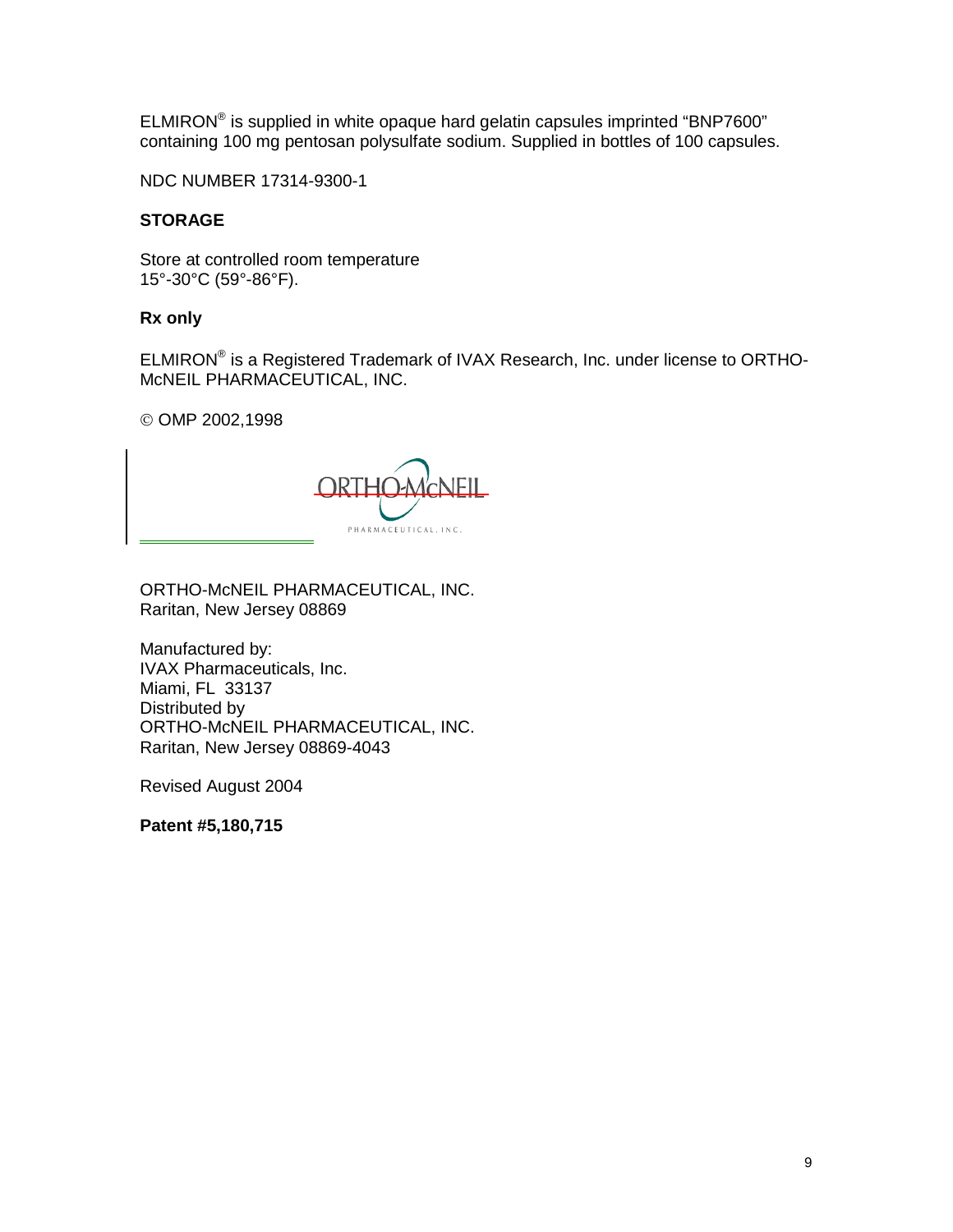ELMIRON® is supplied in white opaque hard gelatin capsules imprinted "BNP7600" containing 100 mg pentosan polysulfate sodium. Supplied in bottles of 100 capsules.

NDC NUMBER 17314-9300-1

**STORAGE**

Store at controlled room temperature
15°-30°C (59°-86°F).

**Rx only**

ELMIRON® is a Registered Trademark of IVAX Research, Inc. under license to ORTHO-McNEIL PHARMACEUTICAL, INC.

© OMP 2002,1998

ORTHO-McNEIL
PHARMACEUTICAL, INC.

ORTHO-McNEIL PHARMACEUTICAL, INC.
Raritan, New Jersey 08869

Manufactured by:
IVAX Pharmaceuticals, Inc.
Miami, FL 33137
Distributed by
ORTHO-McNEIL PHARMACEUTICAL, INC.
Raritan, New Jersey 08869-4043

Revised August 2004

**Patent #5,180,715**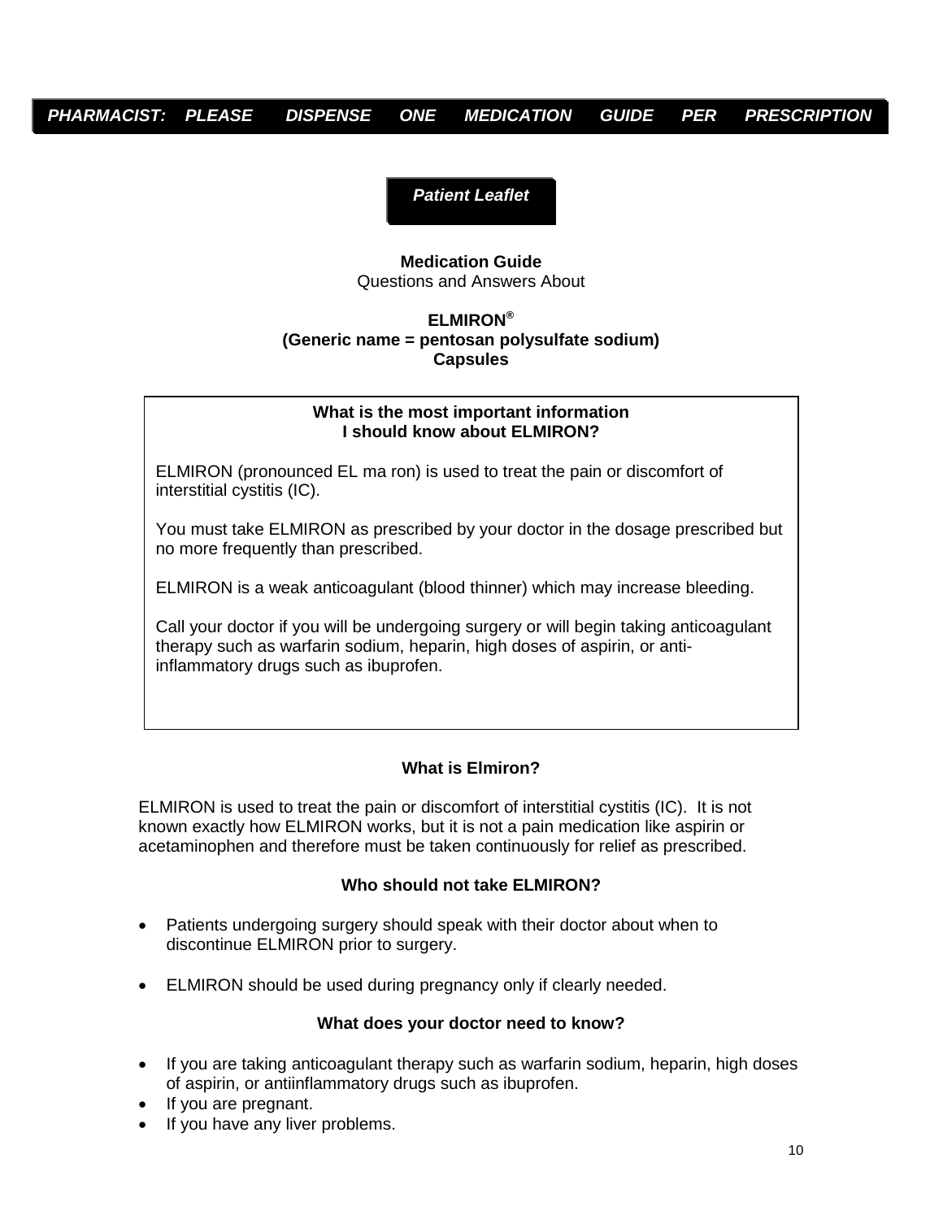***PHARMACIST: PLEASE DISPENSE ONE MEDICATION GUIDE PER PRESCRIPTION***

***Patient Leaflet***

**Medication Guide**
Questions and Answers About

**ELMIRON®**
**(Generic name = pentosan polysulfate sodium)**
**Capsules**

### What is the most important information I should know about ELMIRON?

ELMIRON (pronounced EL ma ron) is used to treat the pain or discomfort of interstitial cystitis (IC).

You must take ELMIRON as prescribed by your doctor in the dosage prescribed but no more frequently than prescribed.

ELMIRON is a weak anticoagulant (blood thinner) which may increase bleeding.

Call your doctor if you will be undergoing surgery or will begin taking anticoagulant therapy such as warfarin sodium, heparin, high doses of aspirin, or anti-inflammatory drugs such as ibuprofen.

### What is Elmiron?

ELMIRON is used to treat the pain or discomfort of interstitial cystitis (IC). It is not known exactly how ELMIRON works, but it is not a pain medication like aspirin or acetaminophen and therefore must be taken continuously for relief as prescribed.

### Who should not take ELMIRON?

- Patients undergoing surgery should speak with their doctor about when to discontinue ELMIRON prior to surgery.
- ELMIRON should be used during pregnancy only if clearly needed.

### What does your doctor need to know?

- If you are taking anticoagulant therapy such as warfarin sodium, heparin, high doses of aspirin, or antiinflammatory drugs such as ibuprofen.
- If you are pregnant.
- If you have any liver problems.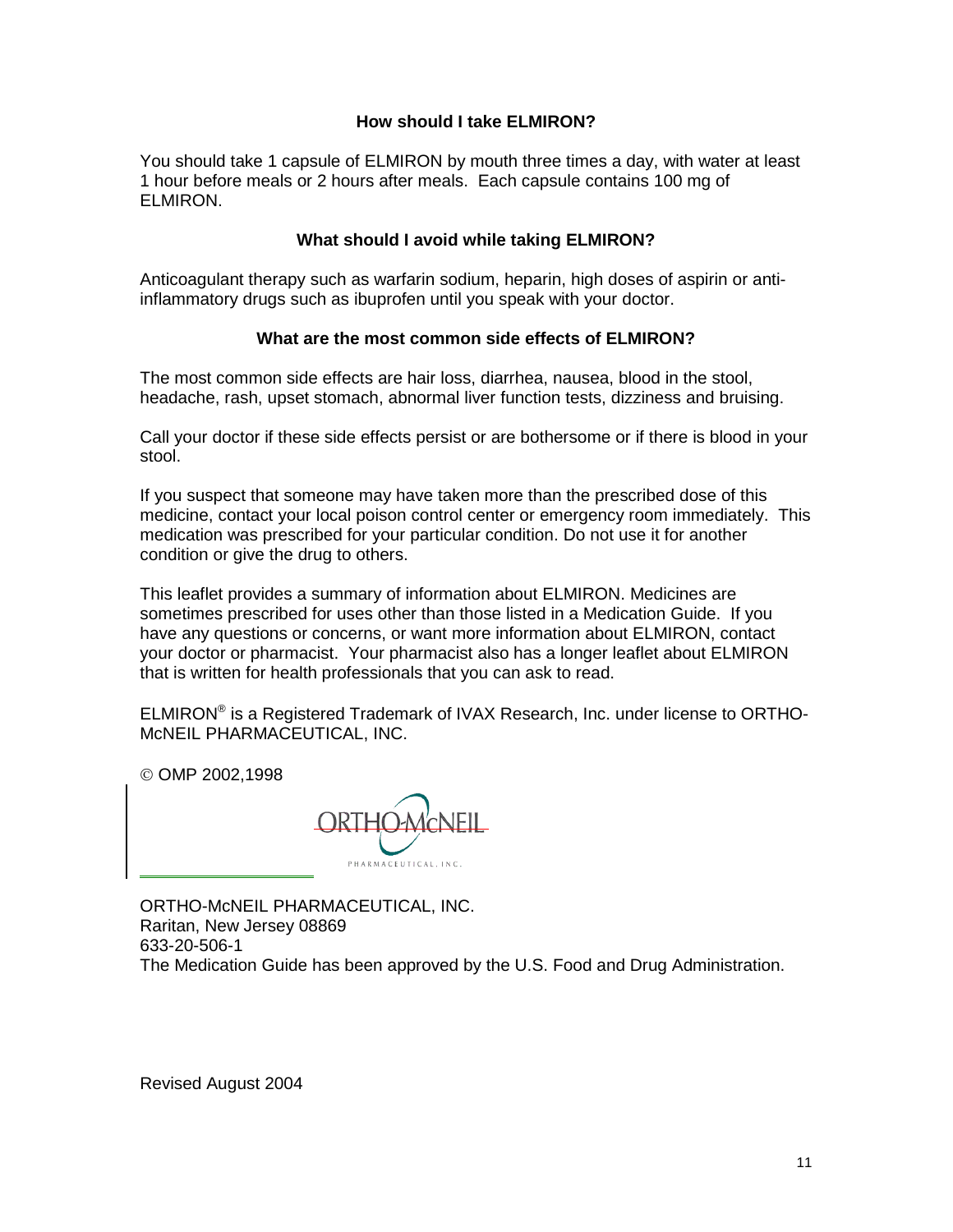### How should I take ELMIRON?

You should take 1 capsule of ELMIRON by mouth three times a day, with water at least 1 hour before meals or 2 hours after meals. Each capsule contains 100 mg of ELMIRON.

### What should I avoid while taking ELMIRON?

Anticoagulant therapy such as warfarin sodium, heparin, high doses of aspirin or anti-inflammatory drugs such as ibuprofen until you speak with your doctor.

### What are the most common side effects of ELMIRON?

The most common side effects are hair loss, diarrhea, nausea, blood in the stool, headache, rash, upset stomach, abnormal liver function tests, dizziness and bruising.

Call your doctor if these side effects persist or are bothersome or if there is blood in your stool.

If you suspect that someone may have taken more than the prescribed dose of this medicine, contact your local poison control center or emergency room immediately. This medication was prescribed for your particular condition. Do not use it for another condition or give the drug to others.

This leaflet provides a summary of information about ELMIRON. Medicines are sometimes prescribed for uses other than those listed in a Medication Guide. If you have any questions or concerns, or want more information about ELMIRON, contact your doctor or pharmacist. Your pharmacist also has a longer leaflet about ELMIRON that is written for health professionals that you can ask to read.

ELMIRON® is a Registered Trademark of IVAX Research, Inc. under license to ORTHO-McNEIL PHARMACEUTICAL, INC.

© OMP 2002,1998

ORTHO-McNEIL
PHARMACEUTICAL, INC.

ORTHO-McNEIL PHARMACEUTICAL, INC.
Raritan, New Jersey 08869
633-20-506-1
The Medication Guide has been approved by the U.S. Food and Drug Administration.

Revised August 2004